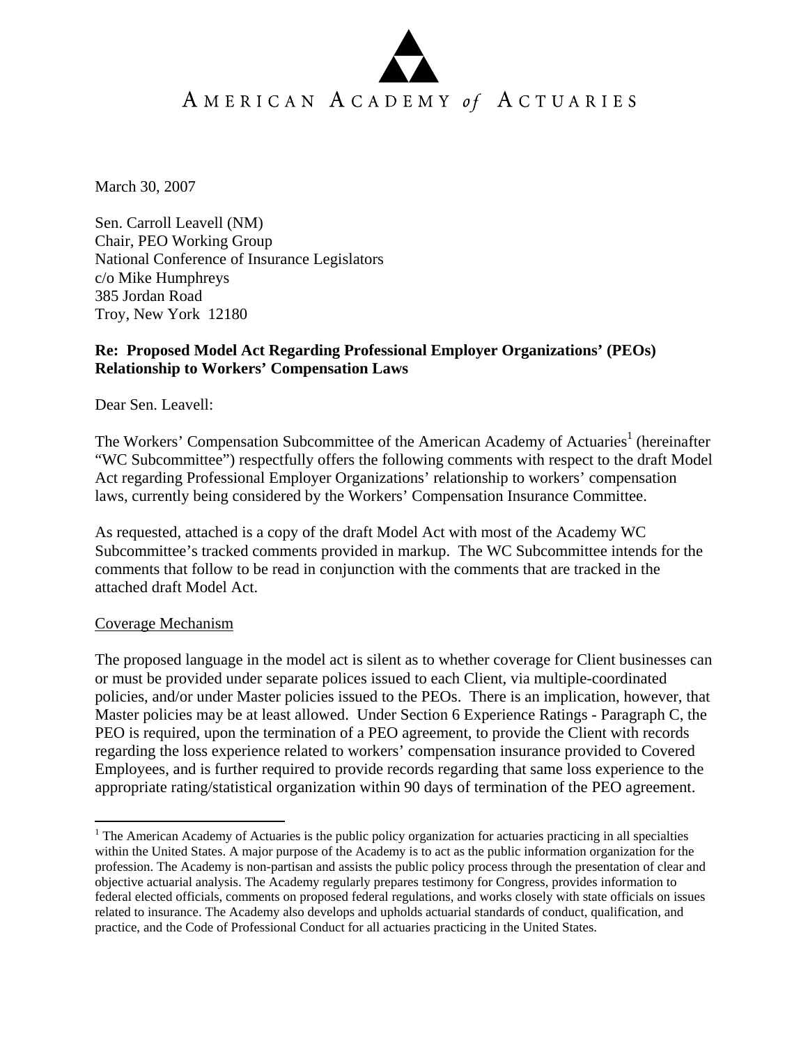AMERICAN ACADEMY *of* ACTUARIES

March 30, 2007

Sen. Carroll Leavell (NM)
Chair, PEO Working Group
National Conference of Insurance Legislators
c/o Mike Humphreys
385 Jordan Road
Troy, New York 12180

**Re: Proposed Model Act Regarding Professional Employer Organizations' (PEOs) Relationship to Workers' Compensation Laws**

Dear Sen. Leavell:

The Workers' Compensation Subcommittee of the American Academy of Actuaries[1] (hereinafter "WC Subcommittee") respectfully offers the following comments with respect to the draft Model Act regarding Professional Employer Organizations' relationship to workers' compensation laws, currently being considered by the Workers' Compensation Insurance Committee.

As requested, attached is a copy of the draft Model Act with most of the Academy WC Subcommittee's tracked comments provided in markup. The WC Subcommittee intends for the comments that follow to be read in conjunction with the comments that are tracked in the attached draft Model Act.

<u>Coverage Mechanism</u>

The proposed language in the model act is silent as to whether coverage for Client businesses can or must be provided under separate polices issued to each Client, via multiple-coordinated policies, and/or under Master policies issued to the PEOs. There is an implication, however, that Master policies may be at least allowed. Under Section 6 Experience Ratings - Paragraph C, the PEO is required, upon the termination of a PEO agreement, to provide the Client with records regarding the loss experience related to workers' compensation insurance provided to Covered Employees, and is further required to provide records regarding that same loss experience to the appropriate rating/statistical organization within 90 days of termination of the PEO agreement.

[1] The American Academy of Actuaries is the public policy organization for actuaries practicing in all specialties within the United States. A major purpose of the Academy is to act as the public information organization for the profession. The Academy is non-partisan and assists the public policy process through the presentation of clear and objective actuarial analysis. The Academy regularly prepares testimony for Congress, provides information to federal elected officials, comments on proposed federal regulations, and works closely with state officials on issues related to insurance. The Academy also develops and upholds actuarial standards of conduct, qualification, and practice, and the Code of Professional Conduct for all actuaries practicing in the United States.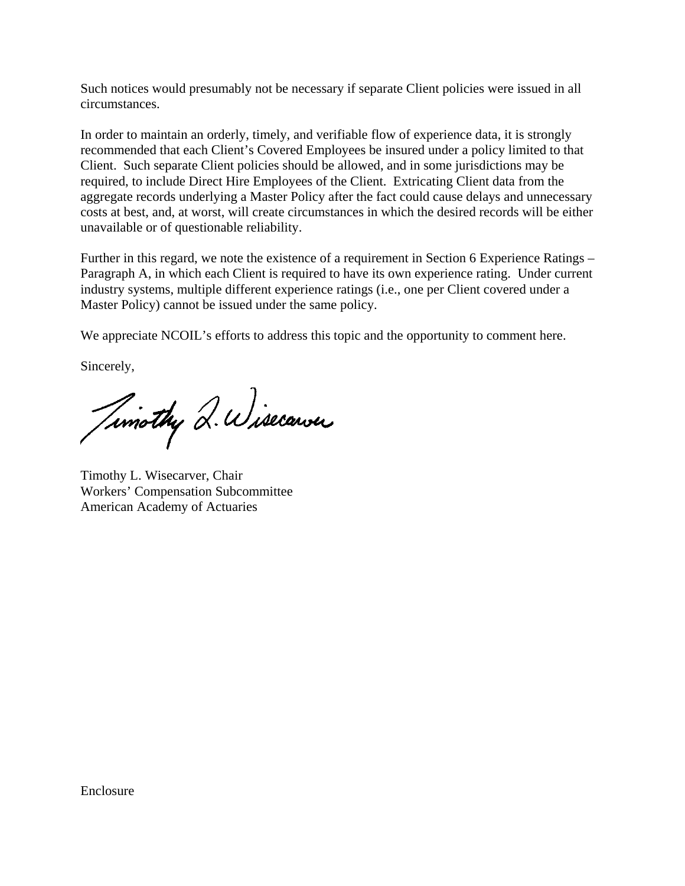Such notices would presumably not be necessary if separate Client policies were issued in all circumstances.

In order to maintain an orderly, timely, and verifiable flow of experience data, it is strongly recommended that each Client's Covered Employees be insured under a policy limited to that Client. Such separate Client policies should be allowed, and in some jurisdictions may be required, to include Direct Hire Employees of the Client. Extricating Client data from the aggregate records underlying a Master Policy after the fact could cause delays and unnecessary costs at best, and, at worst, will create circumstances in which the desired records will be either unavailable or of questionable reliability.

Further in this regard, we note the existence of a requirement in Section 6 Experience Ratings – Paragraph A, in which each Client is required to have its own experience rating. Under current industry systems, multiple different experience ratings (i.e., one per Client covered under a Master Policy) cannot be issued under the same policy.

We appreciate NCOIL's efforts to address this topic and the opportunity to comment here.

Sincerely,

Timothy L. Wisecarver, Chair
Workers' Compensation Subcommittee
American Academy of Actuaries

Enclosure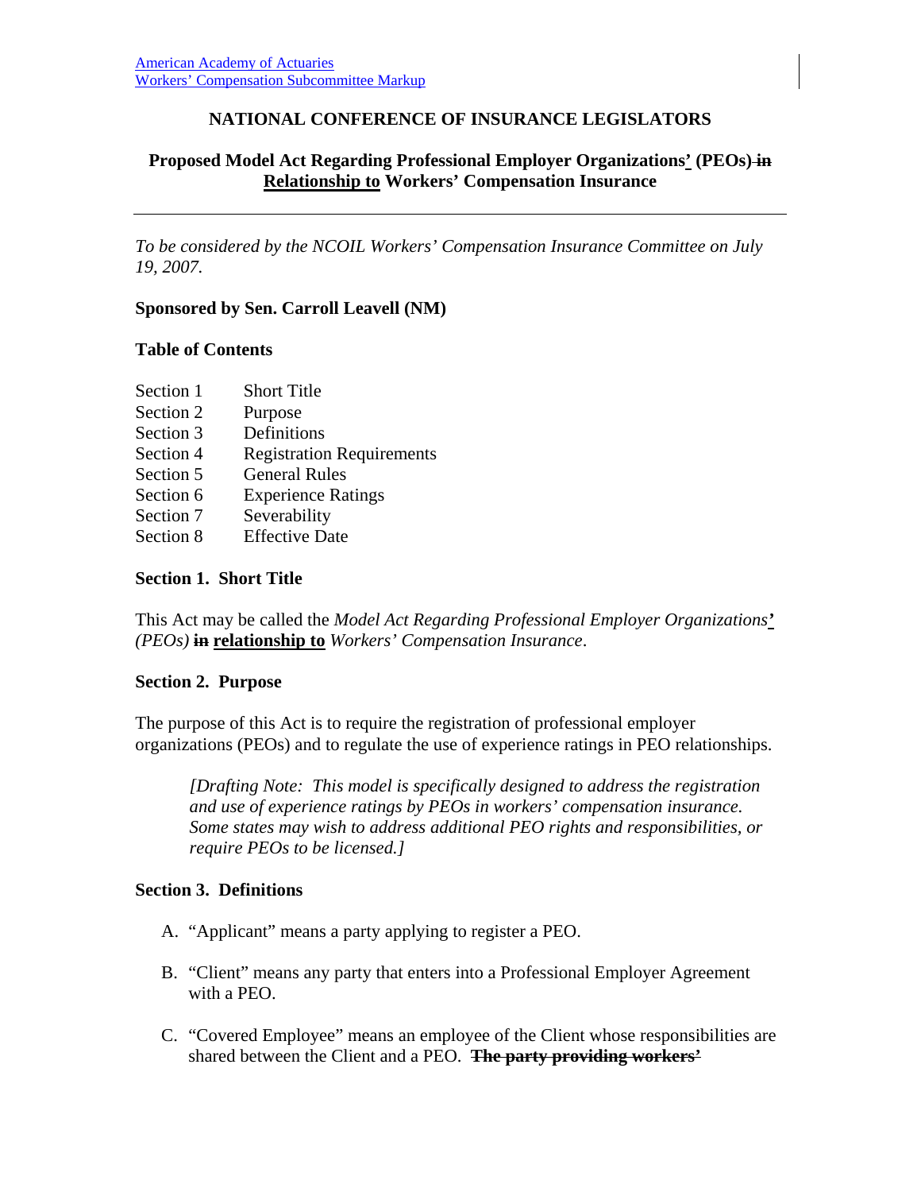American Academy of Actuaries
Workers' Compensation Subcommittee Markup

## NATIONAL CONFERENCE OF INSURANCE LEGISLATORS

### Proposed Model Act Regarding Professional Employer Organizations' (PEOs) ~~in~~ Relationship to Workers' Compensation Insurance

---

*To be considered by the NCOIL Workers' Compensation Insurance Committee on July 19, 2007.*

**Sponsored by Sen. Carroll Leavell (NM)**

**Table of Contents**

| | |
|---|---|
| Section 1 | Short Title |
| Section 2 | Purpose |
| Section 3 | Definitions |
| Section 4 | Registration Requirements |
| Section 5 | General Rules |
| Section 6 | Experience Ratings |
| Section 7 | Severability |
| Section 8 | Effective Date |

**Section 1. Short Title**

This Act may be called the *Model Act Regarding Professional Employer Organizations'* *(PEOs)* ~~**in**~~ **relationship to** *Workers' Compensation Insurance*.

**Section 2. Purpose**

The purpose of this Act is to require the registration of professional employer organizations (PEOs) and to regulate the use of experience ratings in PEO relationships.

> *[Drafting Note: This model is specifically designed to address the registration and use of experience ratings by PEOs in workers' compensation insurance. Some states may wish to address additional PEO rights and responsibilities, or require PEOs to be licensed.]*

**Section 3. Definitions**

A. "Applicant" means a party applying to register a PEO.

B. "Client" means any party that enters into a Professional Employer Agreement with a PEO.

C. "Covered Employee" means an employee of the Client whose responsibilities are shared between the Client and a PEO. ~~**The party providing workers'**~~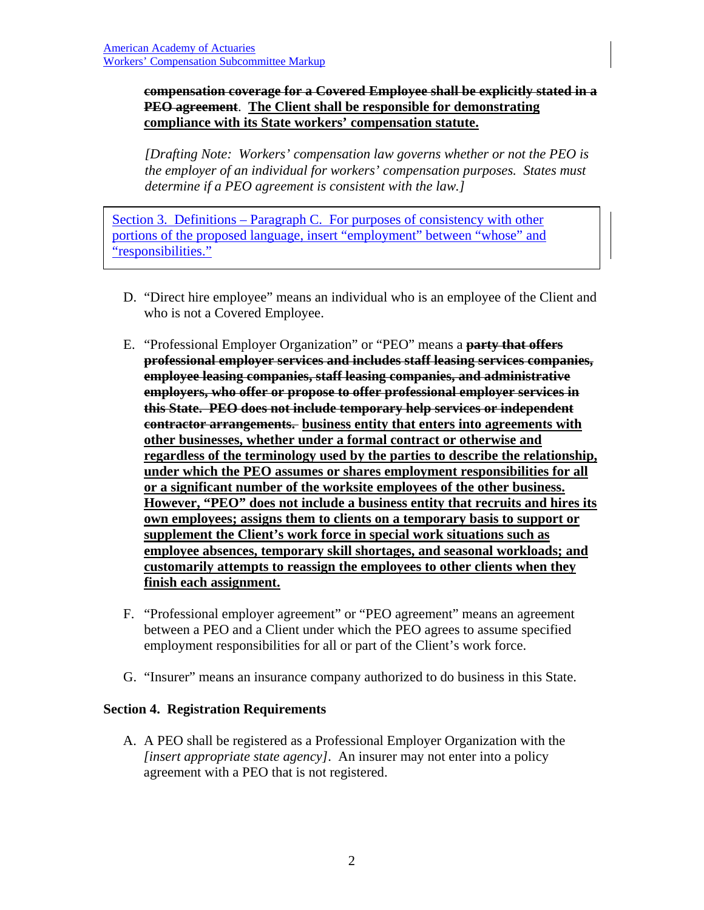**~~compensation coverage for a Covered Employee shall be explicitly stated in a PEO agreement~~**. **<u>The Client shall be responsible for demonstrating compliance with its State workers' compensation statute.</u>**

*[Drafting Note: Workers' compensation law governs whether or not the PEO is the employer of an individual for workers' compensation purposes. States must determine if a PEO agreement is consistent with the law.]*

> Section 3. Definitions – Paragraph C. For purposes of consistency with other portions of the proposed language, insert "employment" between "whose" and "responsibilities."

D. "Direct hire employee" means an individual who is an employee of the Client and who is not a Covered Employee.

E. "Professional Employer Organization" or "PEO" means a **~~party that offers professional employer services and includes staff leasing services companies, employee leasing companies, staff leasing companies, and administrative employers, who offer or propose to offer professional employer services in this State. PEO does not include temporary help services or independent contractor arrangements.~~** **<u>business entity that enters into agreements with other businesses, whether under a formal contract or otherwise and regardless of the terminology used by the parties to describe the relationship, under which the PEO assumes or shares employment responsibilities for all or a significant number of the worksite employees of the other business. However, "PEO" does not include a business entity that recruits and hires its own employees; assigns them to clients on a temporary basis to support or supplement the Client's work force in special work situations such as employee absences, temporary skill shortages, and seasonal workloads; and customarily attempts to reassign the employees to other clients when they finish each assignment.</u>**

F. "Professional employer agreement" or "PEO agreement" means an agreement between a PEO and a Client under which the PEO agrees to assume specified employment responsibilities for all or part of the Client's work force.

G. "Insurer" means an insurance company authorized to do business in this State.

### Section 4. Registration Requirements

A. A PEO shall be registered as a Professional Employer Organization with the *[insert appropriate state agency]*. An insurer may not enter into a policy agreement with a PEO that is not registered.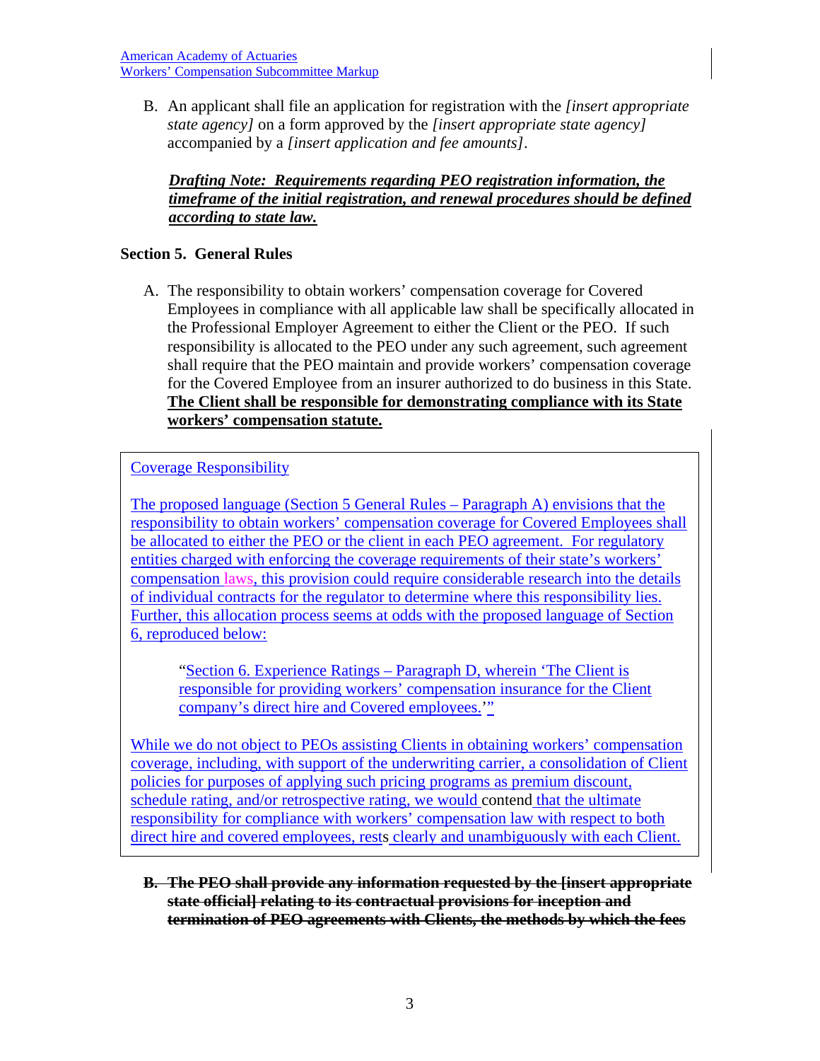B. An applicant shall file an application for registration with the *[insert appropriate state agency]* on a form approved by the *[insert appropriate state agency]* accompanied by a *[insert application and fee amounts]*.

***Drafting Note: Requirements regarding PEO registration information, the timeframe of the initial registration, and renewal procedures should be defined according to state law.***

**Section 5. General Rules**

A. The responsibility to obtain workers' compensation coverage for Covered Employees in compliance with all applicable law shall be specifically allocated in the Professional Employer Agreement to either the Client or the PEO. If such responsibility is allocated to the PEO under any such agreement, such agreement shall require that the PEO maintain and provide workers' compensation coverage for the Covered Employee from an insurer authorized to do business in this State. **The Client shall be responsible for demonstrating compliance with its State workers' compensation statute.**

> Coverage Responsibility
>
> The proposed language (Section 5 General Rules – Paragraph A) envisions that the responsibility to obtain workers' compensation coverage for Covered Employees shall be allocated to either the PEO or the client in each PEO agreement. For regulatory entities charged with enforcing the coverage requirements of their state's workers' compensation laws, this provision could require considerable research into the details of individual contracts for the regulator to determine where this responsibility lies. Further, this allocation process seems at odds with the proposed language of Section 6, reproduced below:
>
> > "Section 6. Experience Ratings – Paragraph D, wherein 'The Client is responsible for providing workers' compensation insurance for the Client company's direct hire and Covered employees.'"
>
> While we do not object to PEOs assisting Clients in obtaining workers' compensation coverage, including, with support of the underwriting carrier, a consolidation of Client policies for purposes of applying such pricing programs as premium discount, schedule rating, and/or retrospective rating, we would contend that the ultimate responsibility for compliance with workers' compensation law with respect to both direct hire and covered employees, rests clearly and unambiguously with each Client.

~~**B. The PEO shall provide any information requested by the [insert appropriate state official] relating to its contractual provisions for inception and termination of PEO agreements with Clients, the methods by which the fees**~~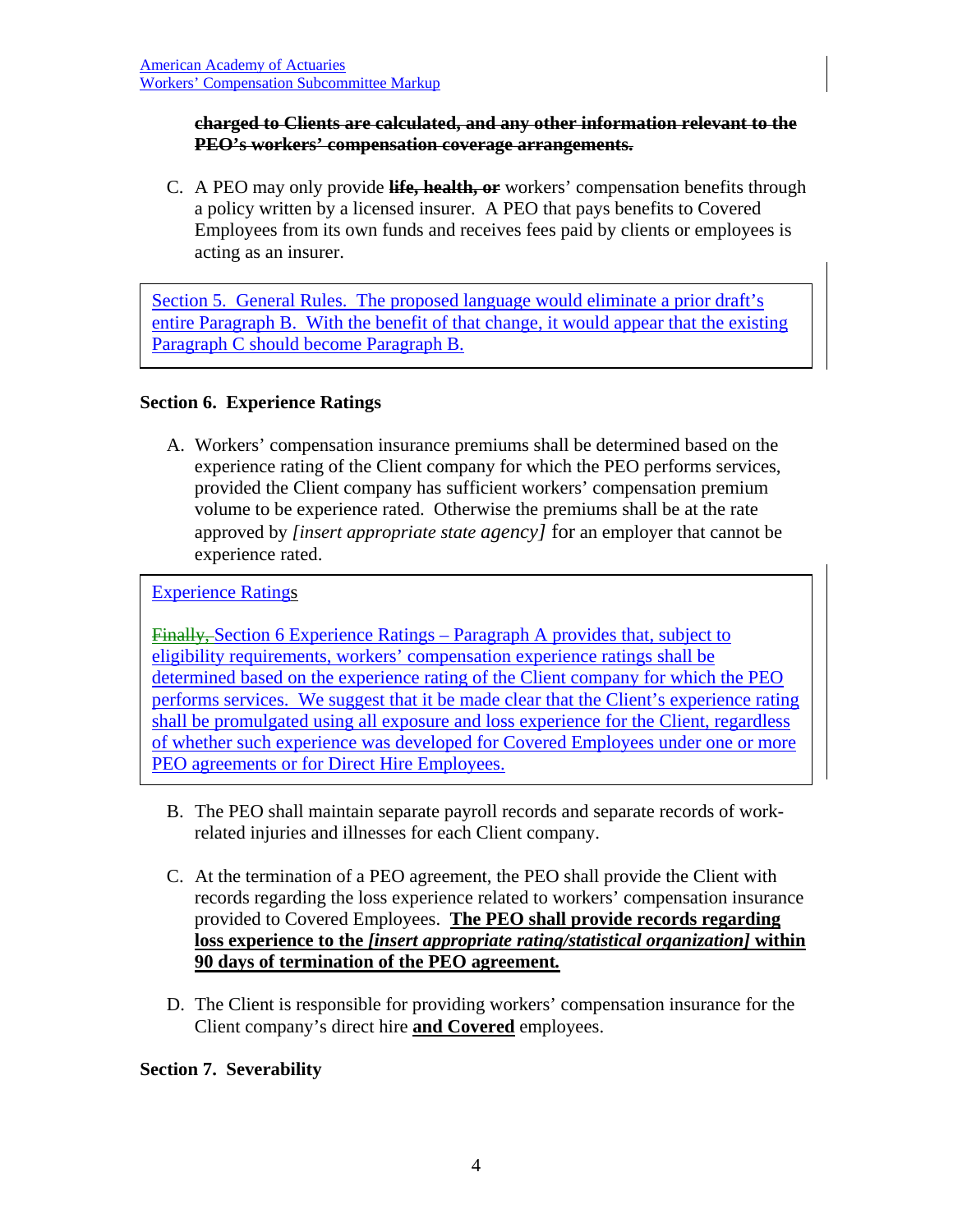**~~charged to Clients are calculated, and any other information relevant to the PEO's workers' compensation coverage arrangements.~~**

C. A PEO may only provide **~~life, health, or~~** workers' compensation benefits through a policy written by a licensed insurer. A PEO that pays benefits to Covered Employees from its own funds and receives fees paid by clients or employees is acting as an insurer.

> Section 5. General Rules. The proposed language would eliminate a prior draft's entire Paragraph B. With the benefit of that change, it would appear that the existing Paragraph C should become Paragraph B.

**Section 6. Experience Ratings**

A. Workers' compensation insurance premiums shall be determined based on the experience rating of the Client company for which the PEO performs services, provided the Client company has sufficient workers' compensation premium volume to be experience rated. Otherwise the premiums shall be at the rate approved by *[insert appropriate state agency]* for an employer that cannot be experience rated.

> Experience Ratings
>
> ~~Finally,~~ Section 6 Experience Ratings – Paragraph A provides that, subject to eligibility requirements, workers' compensation experience ratings shall be determined based on the experience rating of the Client company for which the PEO performs services. We suggest that it be made clear that the Client's experience rating shall be promulgated using all exposure and loss experience for the Client, regardless of whether such experience was developed for Covered Employees under one or more PEO agreements or for Direct Hire Employees.

B. The PEO shall maintain separate payroll records and separate records of work-related injuries and illnesses for each Client company.

C. At the termination of a PEO agreement, the PEO shall provide the Client with records regarding the loss experience related to workers' compensation insurance provided to Covered Employees. **<u>The PEO shall provide records regarding loss experience to the *[insert appropriate rating/statistical organization]* within 90 days of termination of the PEO agreement.</u>**

D. The Client is responsible for providing workers' compensation insurance for the Client company's direct hire **<u>and Covered</u>** employees.

**Section 7. Severability**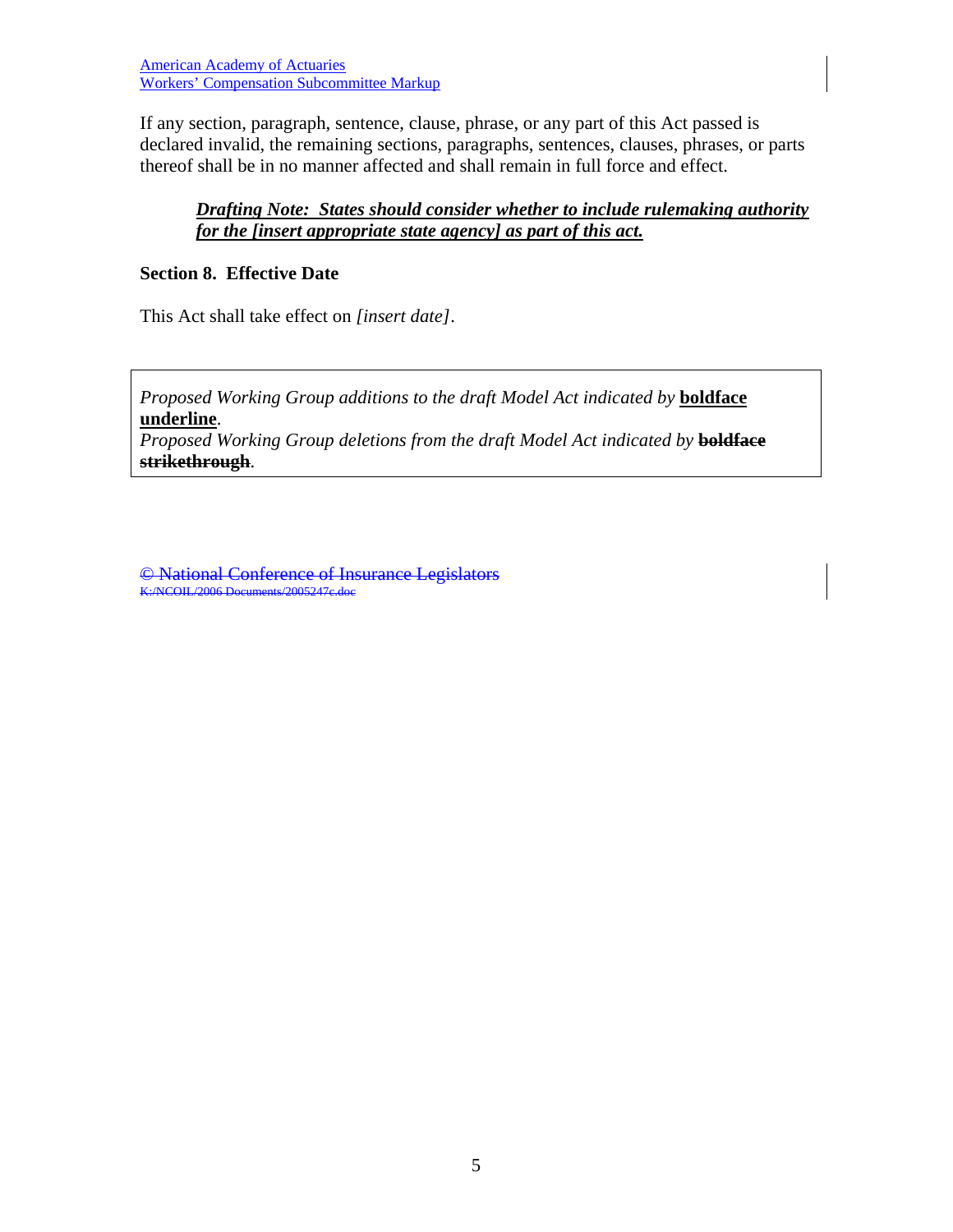If any section, paragraph, sentence, clause, phrase, or any part of this Act passed is declared invalid, the remaining sections, paragraphs, sentences, clauses, phrases, or parts thereof shall be in no manner affected and shall remain in full force and effect.

> ***Drafting Note: States should consider whether to include rulemaking authority for the [insert appropriate state agency] as part of this act.***

**Section 8. Effective Date**

This Act shall take effect on *[insert date]*.

*Proposed Working Group additions to the draft Model Act indicated by* **boldface underline**.
*Proposed Working Group deletions from the draft Model Act indicated by* **~~boldface strikethrough~~**.